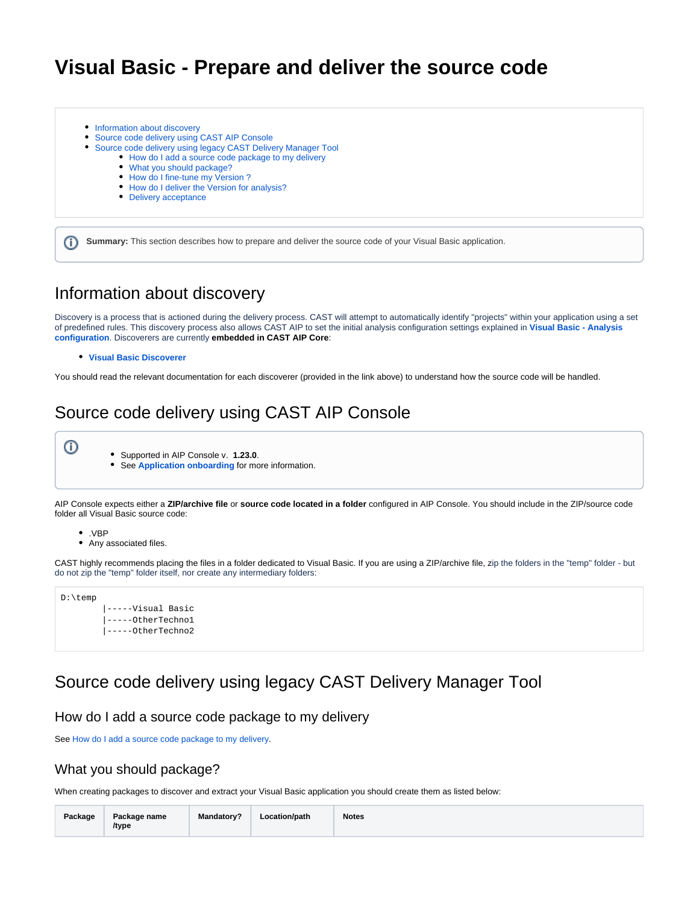# Visual Basic - Prepare and deliver the source code

- Information about discovery
- Source code delivery using CAST AIP Console
- Source code delivery using legacy CAST Delivery Manager Tool
  - How do I add a source code package to my delivery
  - What you should package?
  - How do I fine-tune my Version ?
  - How do I deliver the Version for analysis?
  - Delivery acceptance

**Summary:** This section describes how to prepare and deliver the source code of your Visual Basic application.

## Information about discovery

Discovery is a process that is actioned during the delivery process. CAST will attempt to automatically identify "projects" within your application using a set of predefined rules. This discovery process also allows CAST AIP to set the initial analysis configuration settings explained in **Visual Basic - Analysis configuration**. Discoverers are currently **embedded in CAST AIP Core**:

- **Visual Basic Discoverer**

You should read the relevant documentation for each discoverer (provided in the link above) to understand how the source code will be handled.

## Source code delivery using CAST AIP Console

- Supported in AIP Console v. **1.23.0**.
- See **Application onboarding** for more information.

AIP Console expects either a **ZIP/archive file** or **source code located in a folder** configured in AIP Console. You should include in the ZIP/source code folder all Visual Basic source code:

- .VBP
- Any associated files.

CAST highly recommends placing the files in a folder dedicated to Visual Basic. If you are using a ZIP/archive file, zip the folders in the "temp" folder - but do not zip the "temp" folder itself, nor create any intermediary folders:

```
D:\temp
        |-----Visual Basic
        |-----OtherTechno1
        |-----OtherTechno2
```

## Source code delivery using legacy CAST Delivery Manager Tool

### How do I add a source code package to my delivery

See How do I add a source code package to my delivery.

### What you should package?

When creating packages to discover and extract your Visual Basic application you should create them as listed below:

| Package | Package name /type | Mandatory? | Location/path | Notes |
|---|---|---|---|---|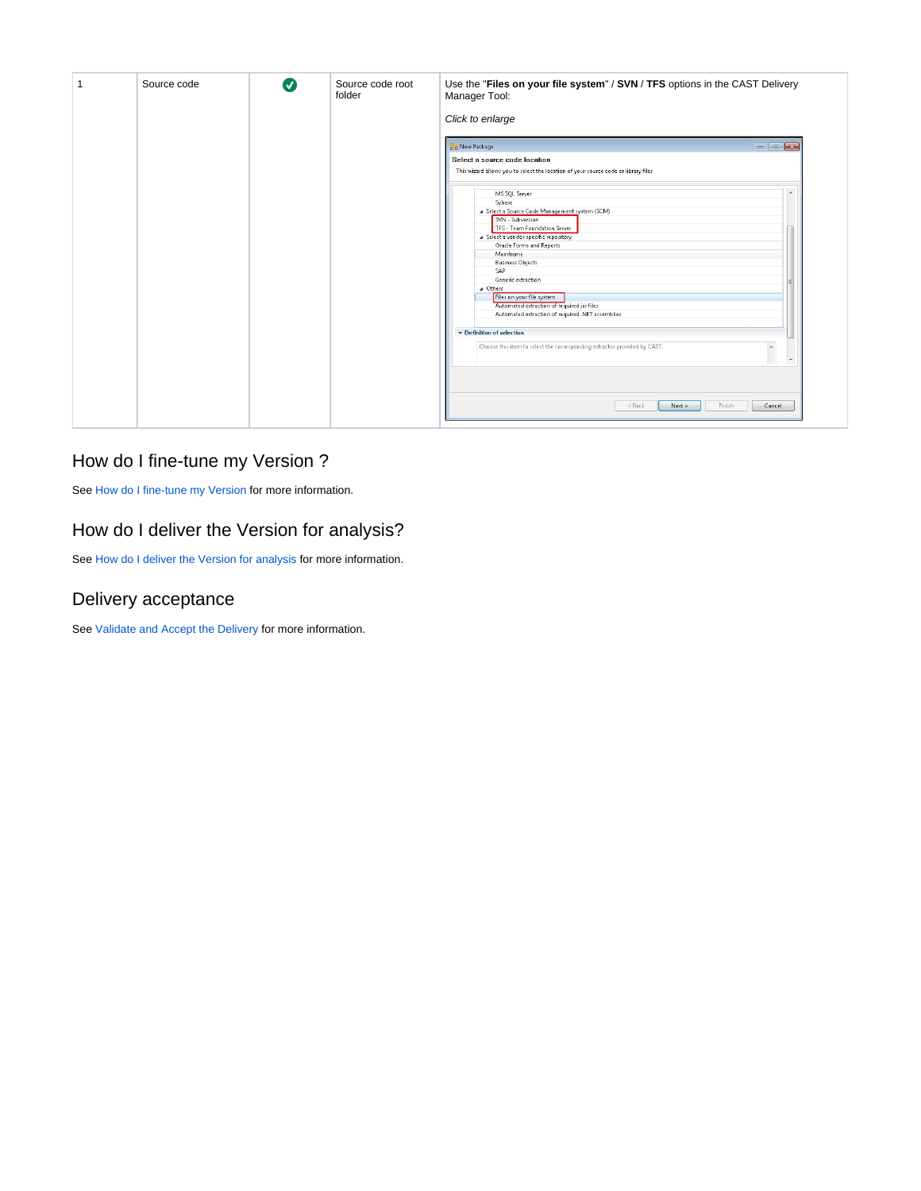| | | | | |
|---|---|---|---|---|
| 1 | Source code | ✓ | Source code root folder | Use the "**Files on your file system**" / **SVN** / **TFS** options in the CAST Delivery Manager Tool:<br><br>*Click to enlarge* |

## How do I fine-tune my Version ?

See How do I fine-tune my Version for more information.

## How do I deliver the Version for analysis?

See How do I deliver the Version for analysis for more information.

## Delivery acceptance

See Validate and Accept the Delivery for more information.